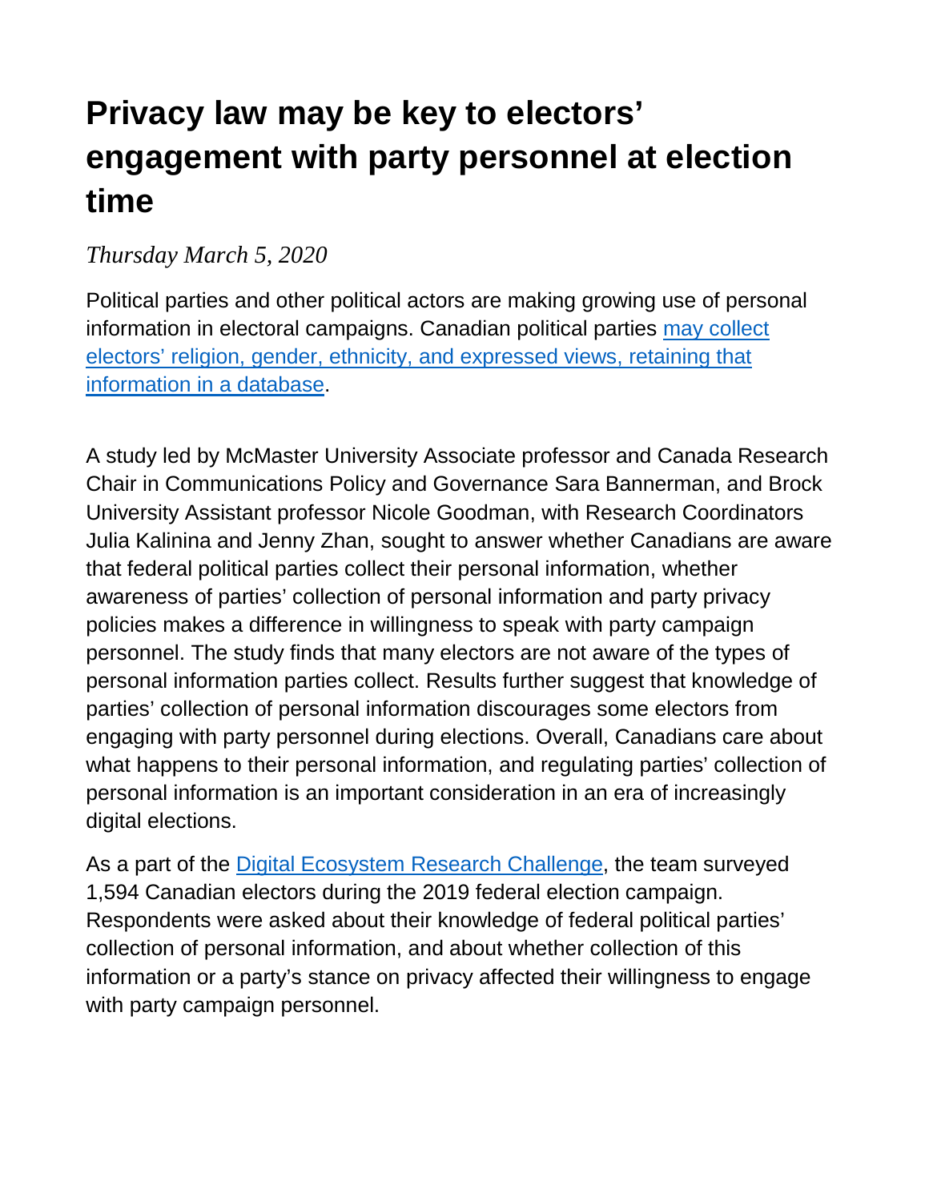# Privacy law may be key to electors' engagement with party personnel at election time

*Thursday March 5, 2020*

Political parties and other political actors are making growing use of personal information in electoral campaigns. Canadian political parties [may collect electors' religion, gender, ethnicity, and expressed views, retaining that information in a database]().

A study led by McMaster University Associate professor and Canada Research Chair in Communications Policy and Governance Sara Bannerman, and Brock University Assistant professor Nicole Goodman, with Research Coordinators Julia Kalinina and Jenny Zhan, sought to answer whether Canadians are aware that federal political parties collect their personal information, whether awareness of parties' collection of personal information and party privacy policies makes a difference in willingness to speak with party campaign personnel. The study finds that many electors are not aware of the types of personal information parties collect. Results further suggest that knowledge of parties' collection of personal information discourages some electors from engaging with party personnel during elections. Overall, Canadians care about what happens to their personal information, and regulating parties' collection of personal information is an important consideration in an era of increasingly digital elections.

As a part of the [Digital Ecosystem Research Challenge](), the team surveyed 1,594 Canadian electors during the 2019 federal election campaign. Respondents were asked about their knowledge of federal political parties' collection of personal information, and about whether collection of this information or a party's stance on privacy affected their willingness to engage with party campaign personnel.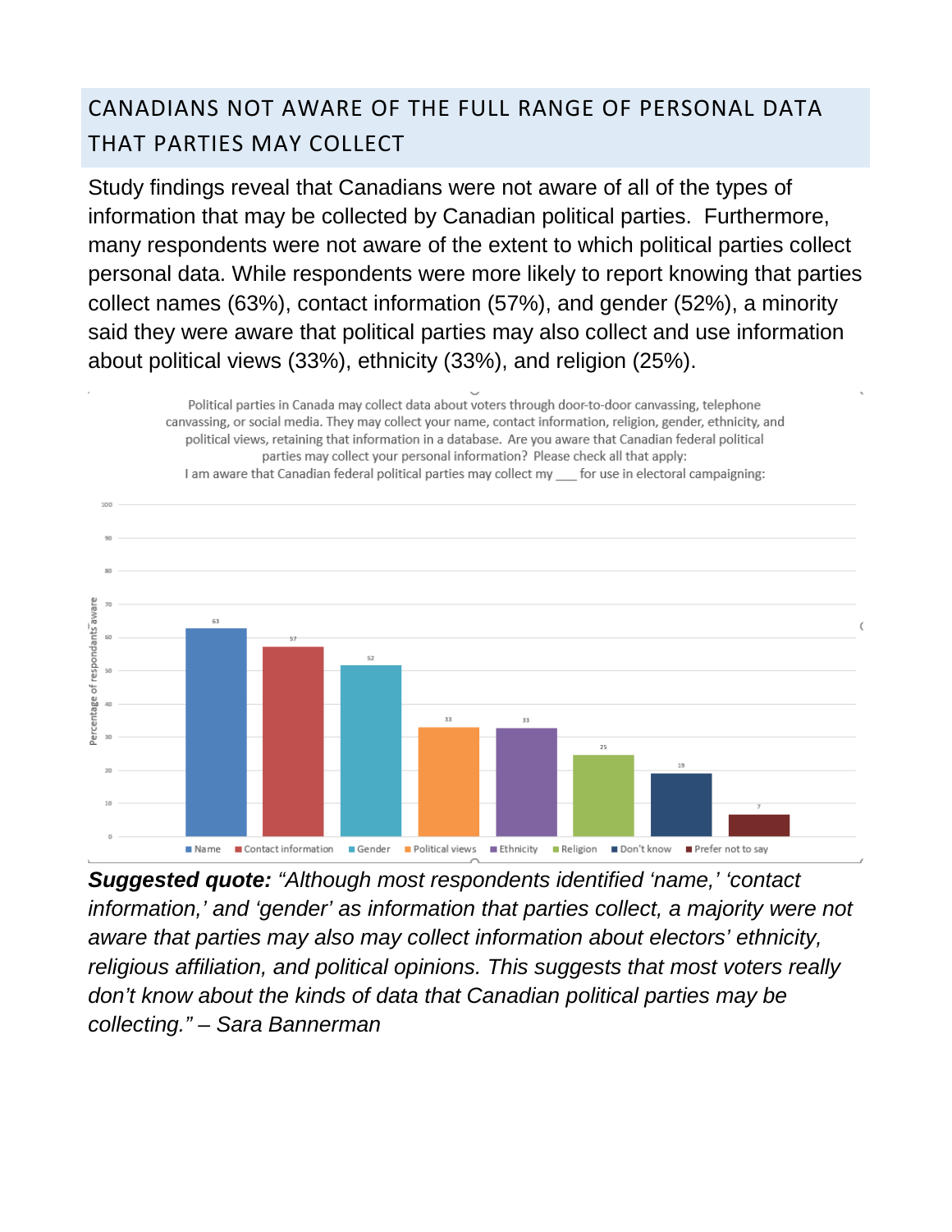## CANADIANS NOT AWARE OF THE FULL RANGE OF PERSONAL DATA THAT PARTIES MAY COLLECT

Study findings reveal that Canadians were not aware of all of the types of information that may be collected by Canadian political parties. Furthermore, many respondents were not aware of the extent to which political parties collect personal data. While respondents were more likely to report knowing that parties collect names (63%), contact information (57%), and gender (52%), a minority said they were aware that political parties may also collect and use information about political views (33%), ethnicity (33%), and religion (25%).

Political parties in Canada may collect data about voters through door-to-door canvassing, telephone canvassing, or social media. They may collect your name, contact information, religion, gender, ethnicity, and political views, retaining that information in a database. Are you aware that Canadian federal political parties may collect your personal information? Please check all that apply:
I am aware that Canadian federal political parties may collect my ___ for use in electoral campaigning:

| Category | Percentage of respondants aware |
|---|---|
| Name | 63 |
| Contact information | 57 |
| Gender | 52 |
| Political views | 33 |
| Ethnicity | 33 |
| Religion | 25 |
| Don't know | 19 |
| Prefer not to say | 7 |

***Suggested quote:*** *"Although most respondents identified 'name,' 'contact information,' and 'gender' as information that parties collect, a majority were not aware that parties may also may collect information about electors' ethnicity, religious affiliation, and political opinions. This suggests that most voters really don't know about the kinds of data that Canadian political parties may be collecting." – Sara Bannerman*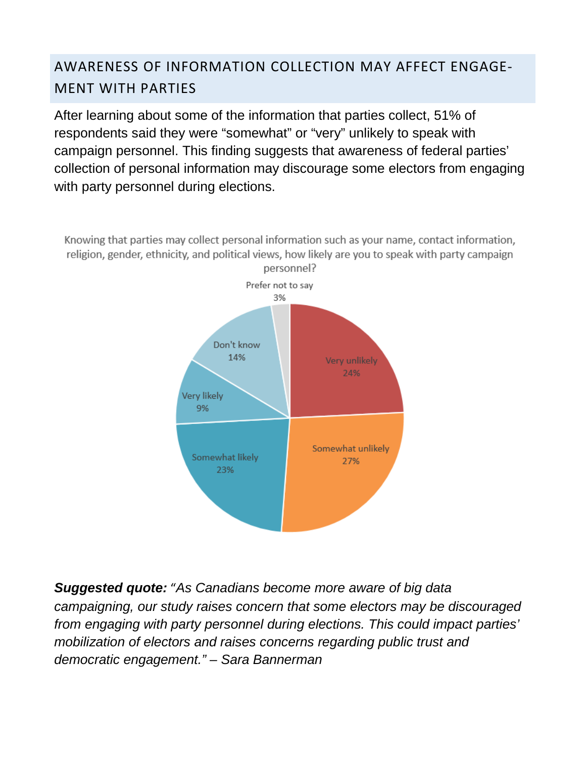## AWARENESS OF INFORMATION COLLECTION MAY AFFECT ENGAGEMENT WITH PARTIES

After learning about some of the information that parties collect, 51% of respondents said they were "somewhat" or "very" unlikely to speak with campaign personnel. This finding suggests that awareness of federal parties' collection of personal information may discourage some electors from engaging with party personnel during elections.

Knowing that parties may collect personal information such as your name, contact information, religion, gender, ethnicity, and political views, how likely are you to speak with party campaign personnel?

| Response | Percentage |
| --- | --- |
| Very unlikely | 24% |
| Somewhat unlikely | 27% |
| Somewhat likely | 23% |
| Very likely | 9% |
| Don't know | 14% |
| Prefer not to say | 3% |

***Suggested quote:*** *"As Canadians become more aware of big data campaigning, our study raises concern that some electors may be discouraged from engaging with party personnel during elections. This could impact parties' mobilization of electors and raises concerns regarding public trust and democratic engagement." – Sara Bannerman*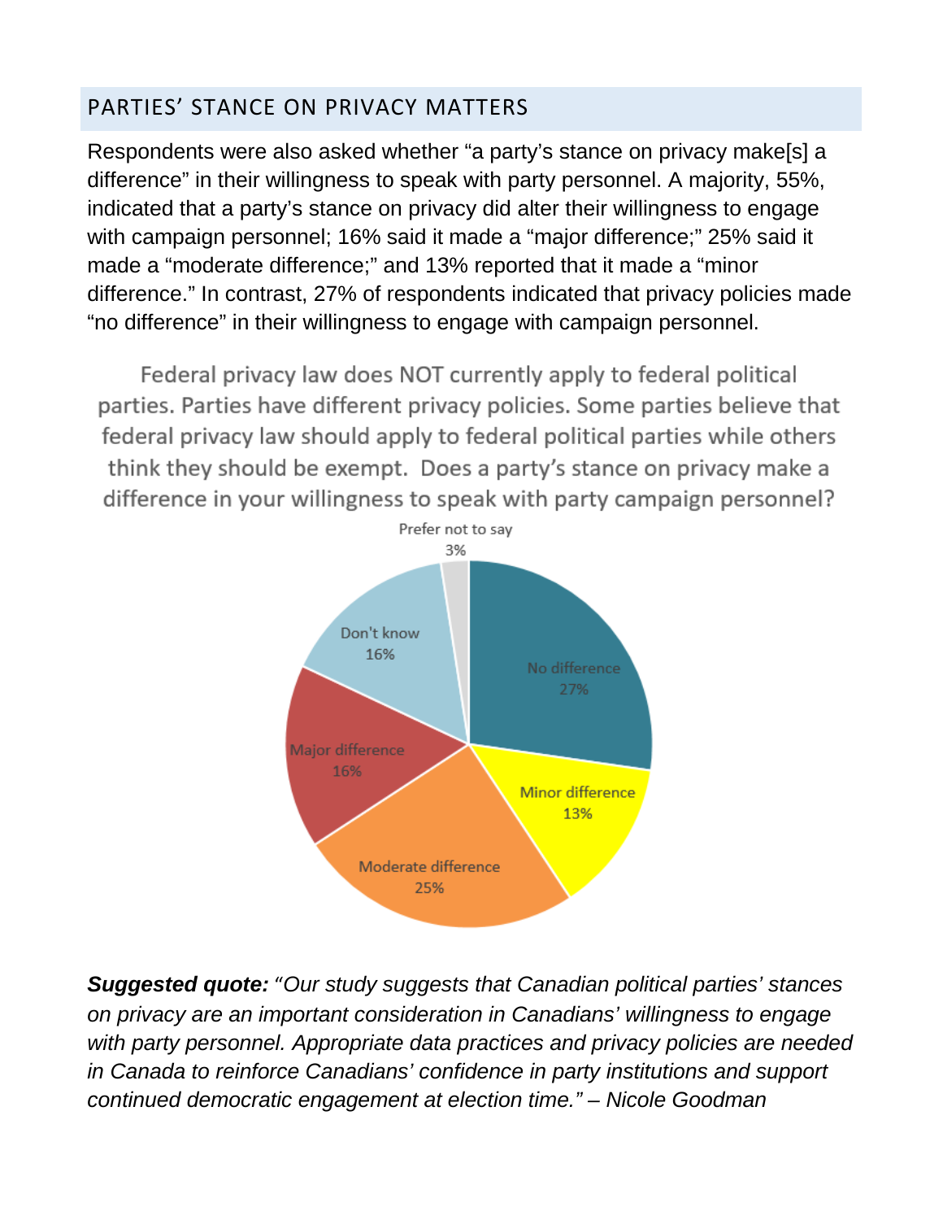## PARTIES' STANCE ON PRIVACY MATTERS

Respondents were also asked whether "a party's stance on privacy make[s] a difference" in their willingness to speak with party personnel. A majority, 55%, indicated that a party's stance on privacy did alter their willingness to engage with campaign personnel; 16% said it made a "major difference;" 25% said it made a "moderate difference;" and 13% reported that it made a "minor difference." In contrast, 27% of respondents indicated that privacy policies made "no difference" in their willingness to engage with campaign personnel.

Federal privacy law does NOT currently apply to federal political parties. Parties have different privacy policies. Some parties believe that federal privacy law should apply to federal political parties while others think they should be exempt. Does a party's stance on privacy make a difference in your willingness to speak with party campaign personnel?

| Response | Percentage |
|---|---|
| No difference | 27% |
| Minor difference | 13% |
| Moderate difference | 25% |
| Major difference | 16% |
| Don't know | 16% |
| Prefer not to say | 3% |

***Suggested quote:*** *"Our study suggests that Canadian political parties' stances on privacy are an important consideration in Canadians' willingness to engage with party personnel. Appropriate data practices and privacy policies are needed in Canada to reinforce Canadians' confidence in party institutions and support continued democratic engagement at election time." – Nicole Goodman*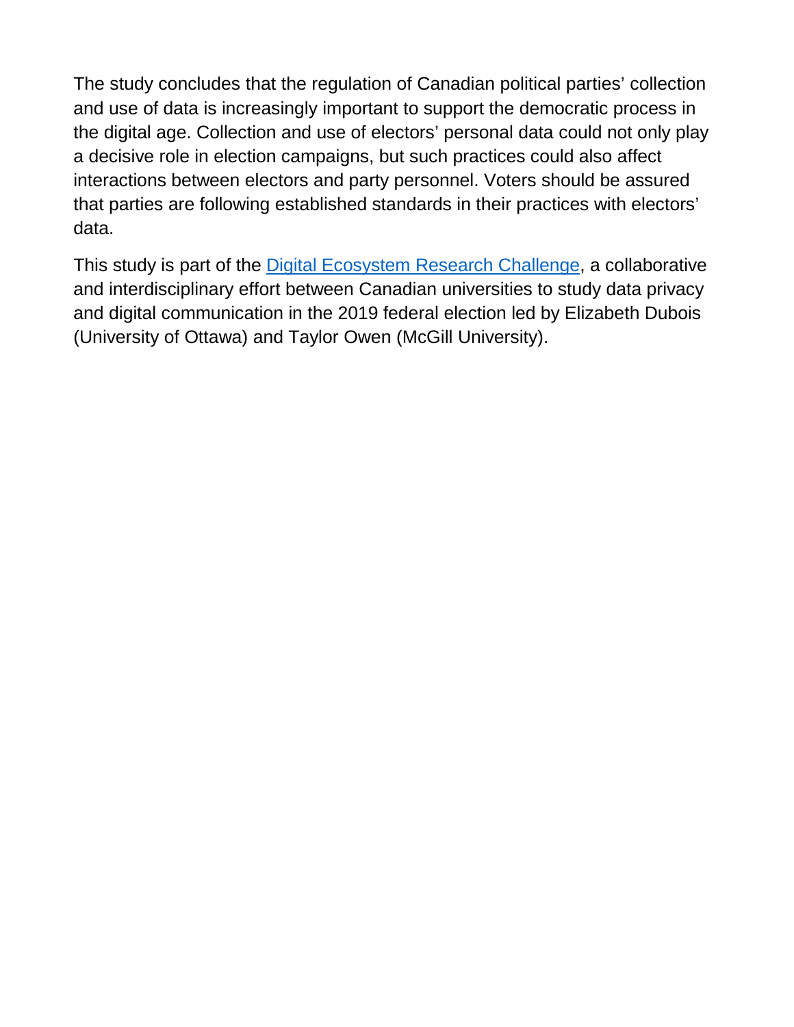The study concludes that the regulation of Canadian political parties' collection and use of data is increasingly important to support the democratic process in the digital age. Collection and use of electors' personal data could not only play a decisive role in election campaigns, but such practices could also affect interactions between electors and party personnel. Voters should be assured that parties are following established standards in their practices with electors' data.

This study is part of the [Digital Ecosystem Research Challenge](), a collaborative and interdisciplinary effort between Canadian universities to study data privacy and digital communication in the 2019 federal election led by Elizabeth Dubois (University of Ottawa) and Taylor Owen (McGill University).